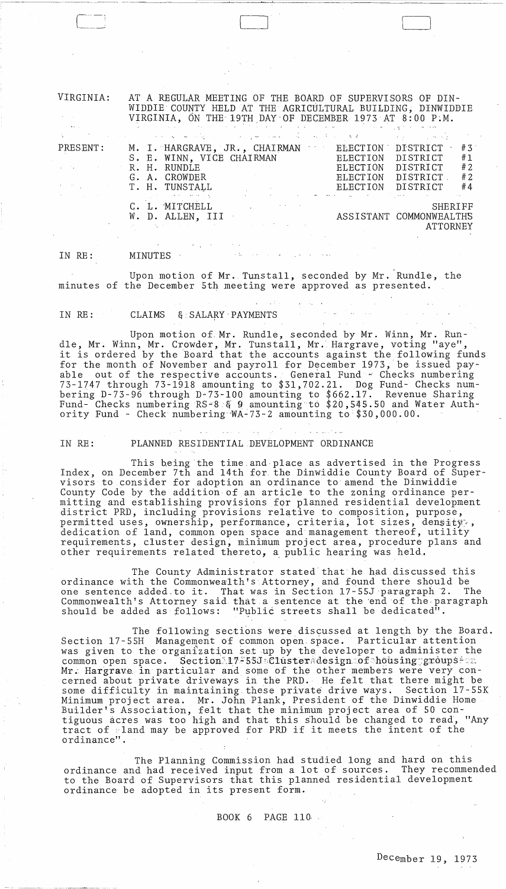VIRGINIA: AT A REGULAR MEETING OF THE BOARD OF SUPERVISORS OF DINWIDDIE COUNTY HELD AT THE AGRICULTURAL BUILDING, DINWIDDIE VIRGINIA, ON THE 19TH DAY OF DECEMBER 1973 AT 8:00 P.M.

| PRESENT: | | |
|---|---|---|
| | M. I. HARGRAVE, JR., CHAIRMAN | ELECTION DISTRICT #3 |
| | S. E. WINN, VICE CHAIRMAN | ELECTION DISTRICT #1 |
| | R. H. RUNDLE | ELECTION DISTRICT #2 |
| | G. A. CROWDER | ELECTION DISTRICT #2 |
| | T. H. TUNSTALL | ELECTION DISTRICT #4 |
| | C. L. MITCHELL | SHERIFF |
| | W. D. ALLEN, III | ASSISTANT COMMONWEALTHS ATTORNEY |

IN RE: MINUTES

Upon motion of Mr. Tunstall, seconded by Mr. Rundle, the minutes of the December 5th meeting were approved as presented.

IN RE: CLAIMS & SALARY PAYMENTS

Upon motion of Mr. Rundle, seconded by Mr. Winn, Mr. Rundle, Mr. Winn, Mr. Crowder, Mr. Tunstall, Mr. Hargrave, voting "aye", it is ordered by the Board that the accounts against the following funds for the month of November and payroll for December 1973, be issued payable out of the respective accounts. General Fund - Checks numbering 73-1747 through 73-1918 amounting to $31,702.21. Dog Fund- Checks numbering D-73-96 through D-73-100 amounting to $662.17. Revenue Sharing Fund- Checks numbering RS-8 & 9 amounting to $20,545.50 and Water Authority Fund - Check numbering WA-73-2 amounting to $30,000.00.

IN RE: PLANNED RESIDENTIAL DEVELOPMENT ORDINANCE

This being the time and place as advertised in the Progress Index, on December 7th and 14th for the Dinwiddie County Board of Supervisors to consider for adoption an ordinance to amend the Dinwiddie County Code by the addition of an article to the zoning ordinance permitting and establishing provisions for planned residential development district PRD, including provisions relative to composition, purpose, permitted uses, ownership, performance, criteria, lot sizes, density, dedication of land, common open space and management thereof, utility requirements, cluster design, minimum project area, procedure plans and other requirements related thereto, a public hearing was held.

The County Administrator stated that he had discussed this ordinance with the Commonwealth's Attorney, and found there should be one sentence added to it. That was in Section 17-55J paragraph 2. The Commonwealth's Attorney said that a sentence at the end of the paragraph should be added as follows: "Public streets shall be dedicated".

The following sections were discussed at length by the Board. Section 17-55H Management of common open space. Particular attention was given to the organization set up by the developer to administer the common open space. Section 17-55J Cluster design of housing groups. Mr. Hargrave in particular and some of the other members were very concerned about private driveways in the PRD. He felt that there might be some difficulty in maintaining these private drive ways. Section 17-55K Minimum project area. Mr. John Plank, President of the Dinwiddie Home Builder's Association, felt that the minimum project area of 50 contiguous acres was too high and that this should be changed to read, "Any tract of land may be approved for PRD if it meets the intent of the ordinance".

The Planning Commission had studied long and hard on this ordinance and had received input from a lot of sources. They recommended to the Board of Supervisors that this planned residential development ordinance be adopted in its present form.

BOOK 6 PAGE 110

December 19, 1973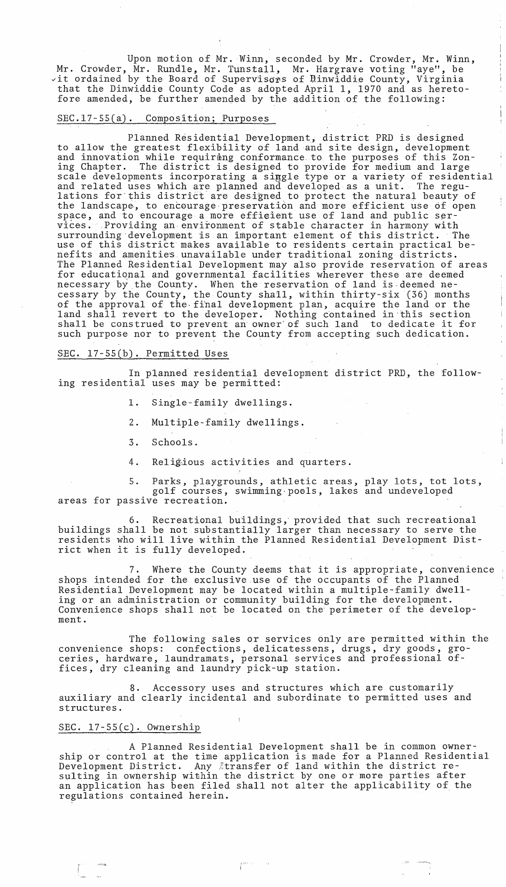Upon motion of Mr. Winn, seconded by Mr. Crowder, Mr. Winn, Mr. Crowder, Mr. Rundle, Mr. Tunstall, Mr. Hargrave voting "aye", be it ordained by the Board of Supervisors of Dinwiddie County, Virginia that the Dinwiddie County Code as adopted April 1, 1970 and as heretofore amended, be further amended by the addition of the following:

## SEC.17-55(a). Composition; Purposes

Planned Residential Development, district PRD is designed to allow the greatest flexibility of land and site design, development and innovation while requiring conformance to the purposes of this Zoning Chapter. The district is designed to provide for medium and large scale developments incorporating a single type or a variety of residential and related uses which are planned and developed as a unit. The regulations for this district are designed to protect the natural beauty of the landscape, to encourage preservation and more efficient use of open space, and to encourage a more efficient use of land and public services. Providing an environment of stable character in harmony with surrounding development is an important element of this district. The use of this district makes available to residents certain practical benefits and amenities unavailable under traditional zoning districts. The Planned Residential Development may also provide reservation of areas for educational and governmental facilities wherever these are deemed necessary by the County. When the reservation of land is deemed necessary by the County, the County shall, within thirty-six (36) months of the approval of the final development plan, acquire the land or the land shall revert to the developer. Nothing contained in this section shall be construed to prevent an owner of such land to dedicate it for such purpose nor to prevent the County from accepting such dedication.

## SEC. 17-55(b). Permitted Uses

In planned residential development district PRD, the following residential uses may be permitted:

1. Single-family dwellings.

2. Multiple-family dwellings.

3. Schools.

4. Religious activities and quarters.

5. Parks, playgrounds, athletic areas, play lots, tot lots, golf courses, swimming pools, lakes and undeveloped areas for passive recreation.

6. Recreational buildings, provided that such recreational buildings shall be not substantially larger than necessary to serve the residents who will live within the Planned Residential Development District when it is fully developed.

7. Where the County deems that it is appropriate, convenience shops intended for the exclusive use of the occupants of the Planned Residential Development may be located within a multiple-family dwelling or an administration or community building for the development. Convenience shops shall not be located on the perimeter of the development.

The following sales or services only are permitted within the convenience shops: confections, delicatessens, drugs, dry goods, groceries, hardware, laundramats, personal services and professional offices, dry cleaning and laundry pick-up station.

8. Accessory uses and structures which are customarily auxiliary and clearly incidental and subordinate to permitted uses and structures.

## SEC. 17-55(c). Ownership

A Planned Residential Development shall be in common ownership or control at the time application is made for a Planned Residential Development District. Any transfer of land within the district resulting in ownership within the district by one or more parties after an application has been filed shall not alter the applicability of the regulations contained herein.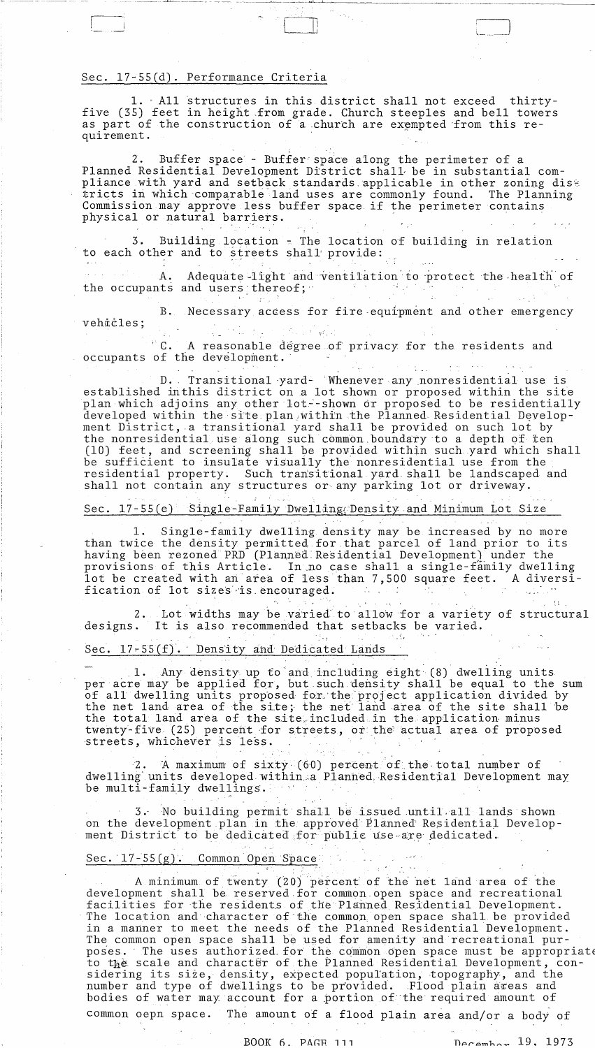## Sec. 17-55(d). Performance Criteria

1. All structures in this district shall not exceed thirty-five (35) feet in height from grade. Church steeples and bell towers as part of the construction of a church are exempted from this requirement.

2. Buffer space - Buffer space along the perimeter of a Planned Residential Development District shall be in substantial compliance with yard and setback standards applicable in other zoning districts in which comparable land uses are commonly found. The Planning Commission may approve less buffer space if the perimeter contains physical or natural barriers.

3. Building location - The location of building in relation to each other and to streets shall provide:

A. Adequate light and ventilation to protect the health of the occupants and users thereof;

B. Necessary access for fire equipment and other emergency vehicles;

C. A reasonable degree of privacy for the residents and occupants of the development.

D. Transitional yard- Whenever any nonresidential use is established inthis district on a lot shown or proposed within the site plan which adjoins any other lot--shown or proposed to be residentially developed within the site plan within the Planned Residential Development District, a transitional yard shall be provided on such lot by the nonresidential use along such common boundary to a depth of ten (10) feet, and screening shall be provided within such yard which shall be sufficient to insulate visually the nonresidential use from the residential property. Such transitional yard shall be landscaped and shall not contain any structures or any parking lot or driveway.

## Sec. 17-55(e) Single-Family Dwelling Density and Minimum Lot Size

1. Single-family dwelling density may be increased by no more than twice the density permitted for that parcel of land prior to its having been rezoned PRD (Planned Residential Development) under the provisions of this Article. In no case shall a single-family dwelling lot be created with an area of less than 7,500 square feet. A diversification of lot sizes is encouraged.

2. Lot widths may be varied to allow for a variety of structural designs. It is also recommended that setbacks be varied.

## Sec. 17-55(f). Density and Dedicated Lands

1. Any density up to and including eight (8) dwelling units per acre may be applied for, but such density shall be equal to the sum of all dwelling units proposed for the project application divided by the net land area of the site; the net land area of the site shall be the total land area of the site included in the application minus twenty-five (25) percent for streets, or the actual area of proposed streets, whichever is less.

2. A maximum of sixty (60) percent of the total number of dwelling units developed within a Planned Residential Development may be multi-family dwellings.

3. No building permit shall be issued until all lands shown on the development plan in the approved Planned Residential Development District to be dedicated for public use are dedicated.

## Sec. 17-55(g). Common Open Space

A minimum of twenty (20) percent of the net land area of the development shall be reserved for common open space and recreational facilities for the residents of the Planned Residential Development. The location and character of the common open space shall be provided in a manner to meet the needs of the Planned Residential Development. The common open space shall be used for amenity and recreational purposes. The uses authorized for the common open space must be appropriate to the scale and character of the Planned Residential Development, considering its size, density, expected population, topography, and the number and type of dwellings to be provided. Flood plain areas and bodies of water may account for a portion of the required amount of common oepn space. The amount of a flood plain area and/or a body of

BOOK 6, PAGE 111 December 19, 1973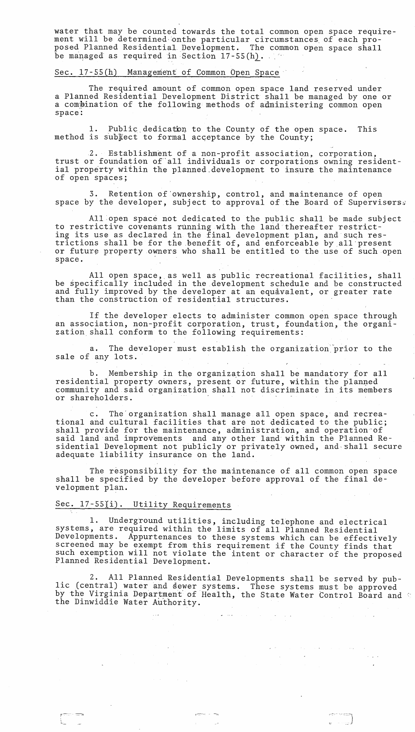water that may be counted towards the total common open space requirement will be determined onthe particular circumstances of each proposed Planned Residential Development. The common open space shall be managed as required in Section 17-55(h).

## Sec. 17-55(h) Management of Common Open Space

The required amount of common open space land reserved under a Planned Residential Development District shall be managed by one or a combination of the following methods of administering common open space:

1. Public dedication to the County of the open space. This method is subject to formal acceptance by the County;

2. Establishment of a non-profit association, corporation, trust or foundation of all individuals or corporations owning residential property within the planned development to insure the maintenance of open spaces;

3. Retention of ownership, control, and maintenance of open space by the developer, subject to approval of the Board of Supervisors.

All open space not dedicated to the public shall be made subject to restrictive covenants running with the land thereafter restricting its use as declared in the final development plan, and such restrictions shall be for the benefit of, and enforceable by all present or future property owners who shall be entitled to the use of such open space.

All open space, as well as public recreational facilities, shall be specifically included in the development schedule and be constructed and fully improved by the developer at an equivalent, or greater rate than the construction of residential structures.

If the developer elects to administer common open space through an association, non-profit corporation, trust, foundation, the organization shall conform to the following requirements:

a. The developer must establish the organization prior to the sale of any lots.

b. Membership in the organization shall be mandatory for all residential property owners, present or future, within the planned community and said organization shall not discriminate in its members or shareholders.

c. The organization shall manage all open space, and recreational and cultural facilities that are not dedicated to the public; shall provide for the maintenance, administration, and operation of said land and improvements and any other land within the Planned Residential Development not publicly or privately owned, and shall secure adequate liability insurance on the land.

The responsibility for the maintenance of all common open space shall be specified by the developer before approval of the final development plan.

## Sec. 17-55(i). Utility Requirements

1. Underground utilities, including telephone and electrical systems, are required within the limits of all Planned Residential Developments. Appurtenances to these systems which can be effectively screened may be exempt from this requirement if the County finds that such exemption will not violate the intent or character of the proposed Planned Residential Development.

2. All Planned Residential Developments shall be served by public (central) water and sewer systems. These systems must be approved by the Virginia Department of Health, the State Water Control Board and the Dinwiddie Water Authority.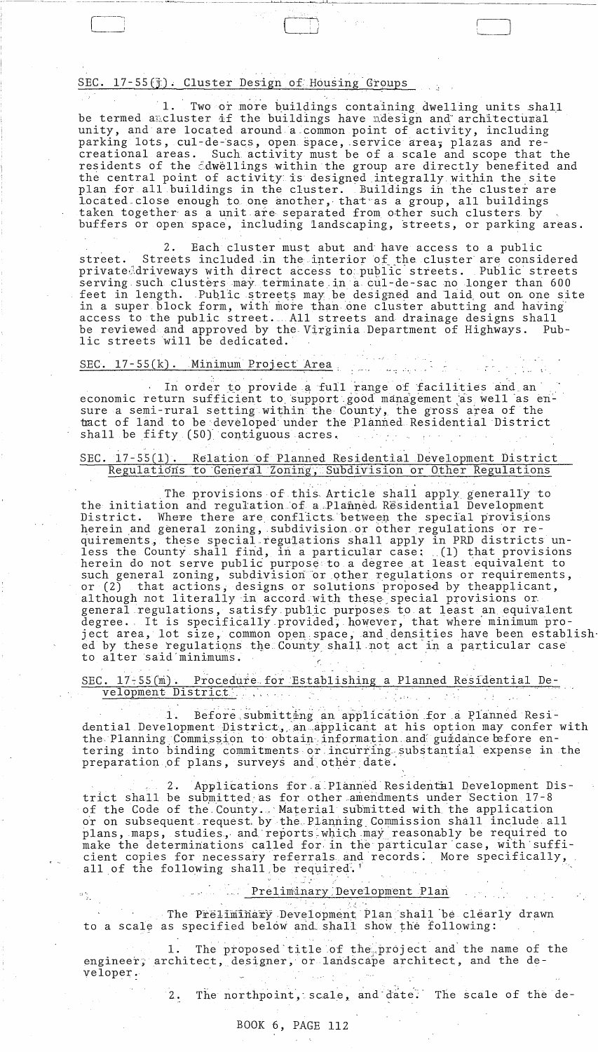SEC. 17-55(j). Cluster Design of Housing Groups

1. Two or more buildings containing dwelling units shall be termed a cluster if the buildings have design and architectural unity, and are located around a common point of activity, including parking lots, cul-de-sacs, open space, service area, plazas and recreational areas. Such activity must be of a scale and scope that the residents of the dwellings within the group are directly benefited and the central point of activity is designed integrally within the site plan for all buildings in the cluster. Buildings in the cluster are located close enough to one another, that as a group, all buildings taken together as a unit are separated from other such clusters by buffers or open space, including landscaping, streets, or parking areas.

2. Each cluster must abut and have access to a public street. Streets included in the interior of the cluster are considered private driveways with direct access to public streets. Public streets serving such clusters may terminate in a cul-de-sac no longer than 600 feet in length. Public streets may be designed and laid out on one site in a super block form, with more than one cluster abutting and having access to the public street. All streets and drainage designs shall be reviewed and approved by the Virginia Department of Highways. Public streets will be dedicated.

SEC. 17-55(k). Minimum Project Area

In order to provide a full range of facilities and an economic return sufficient to support good management as well as ensure a semi-rural setting within the County, the gross area of the tract of land to be developed under the Planned Residential District shall be fifty (50) contiguous acres.

SEC. 17-55(l). Relation of Planned Residential Development District Regulations to General Zoning, Subdivision or Other Regulations

The provisions of this Article shall apply generally to the initiation and regulation of a Planned Residential Development District. Where there are conflicts between the special provisions herein and general zoning, subdivision or other regulations or requirements, these special regulations shall apply in PRD districts unless the County shall find, in a particular case: (1) that provisions herein do not serve public purpose to a degree at least equivalent to such general zoning, subdivision or other regulations or requirements, or (2) that actions, designs or solutions proposed by theapplicant, although not literally in accord with these special provisions or general regulations, satisfy public purposes to at least an equivalent degree. It is specifically provided, however, that where minimum project area, lot size, common open space, and densities have been established by these regulations the County shall not act in a particular case to alter said minimums.

SEC. 17-55(m). Procedure for Establishing a Planned Residential Development District

1. Before submitting an application for a Planned Residential Development District, an applicant at his option may confer with the Planning Commission to obtain information and guidance before entering into binding commitments or incurring substantial expense in the preparation of plans, surveys and other date.

2. Applications for a Planned Residential Development District shall be submitted as for other amendments under Section 17-8 of the Code of the County. Material submitted with the application or on subsequent request by the Planning Commission shall include all plans, maps, studies, and reports which may reasonably be required to make the determinations called for in the particular case, with sufficient copies for necessary referrals and records. More specifically, all of the following shall be required.

Preliminary Development Plan

The Preliminary Development Plan shall be clearly drawn to a scale as specified below and shall show the following:

1. The proposed title of the project and the name of the engineer, architect, designer, or landscape architect, and the developer.

2. The northpoint, scale, and date. The scale of the de-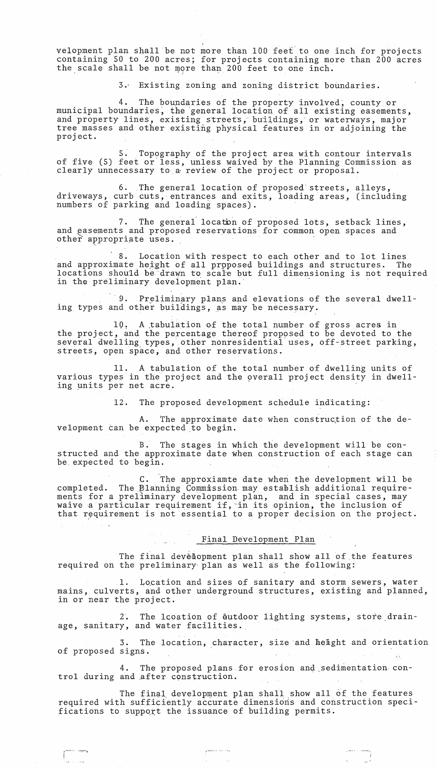velopment plan shall be not more than 100 feet to one inch for projects containing 50 to 200 acres; for projects containing more than 200 acres the scale shall be not more than 200 feet to one inch.

3. Existing zoning and zoning district boundaries.

4. The boundaries of the property involved, county or municipal boundaries, the general location of all existing easements, and property lines, existing streets, buildings, or waterways, major tree masses and other existing physical features in or adjoining the project.

5. Topography of the project area with contour intervals of five (5) feet or less, unless waived by the Planning Commission as clearly unnecessary to a review of the project or proposal.

6. The general location of proposed streets, alleys, driveways, curb cuts, entrances and exits, loading areas, (including numbers of parking and loading spaces).

7. The general location of proposed lots, setback lines, and easements and proposed reservations for common open spaces and other appropriate uses.

8. Location with respect to each other and to lot lines and approximate height of all proposed buildings and structures. The locations should be drawn to scale but full dimensioning is not required in the preliminary development plan.

9. Preliminary plans and elevations of the several dwelling types and other buildings, as may be necessary.

10. A tabulation of the total number of gross acres in the project, and the percentage thereof proposed to be devoted to the several dwelling types, other nonresidential uses, off-street parking, streets, open space, and other reservations.

11. A tabulation of the total number of dwelling units of various types in the project and the overall project density in dwelling units per net acre.

12. The proposed development schedule indicating:

A. The approximate date when construction of the development can be expected to begin.

B. The stages in which the development will be constructed and the approximate date when construction of each stage can be expected to begin.

C. The approxiamte date when the development will be completed. The Planning Commission may establish additional requirements for a preliminary development plan, and in special cases, may waive a particular requirement if, in its opinion, the inclusion of that requirement is not essential to a proper decision on the project.

## Final Development Plan

The final development plan shall show all of the features required on the preliminary plan as well as the following:

1. Location and sizes of sanitary and storm sewers, water mains, culverts, and other underground structures, existing and planned, in or near the project.

2. The lcoation of outdoor lighting systems, store drainage, sanitary, and water facilities.

3. The location, character, size and height and orientation of proposed signs.

4. The proposed plans for erosion and sedimentation control during and after construction.

The final development plan shall show all of the features required with sufficiently accurate dimensions and construction specifications to support the issuance of building permits.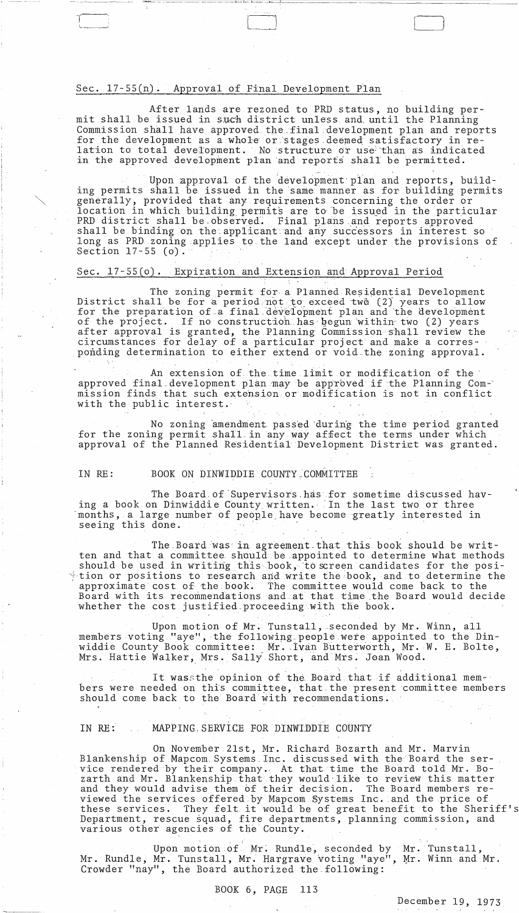## Sec. 17-55(n). Approval of Final Development Plan

After lands are rezoned to PRD status, no building permit shall be issued in such district unless and until the Planning Commission shall have approved the final development plan and reports for the development as a whole or stages deemed satisfactory in relation to total development. No structure or use than as indicated in the approved development plan and reports shall be permitted.

Upon approval of the development plan and reports, building permits shall be issued in the same manner as for building permits generally, provided that any requirements concerning the order or location in which building permits are to be issued in the particular PRD district shall be observed. Final plans and reports approved shall be binding on the applicant and any successors in interest so long as PRD zoning applies to the land except under the provisions of Section 17-55 (o).

## Sec. 17-55(o). Expiration and Extension and Approval Period

The zoning permit for a Planned Residential Development District shall be for a period not to exceed two (2) years to allow for the preparation of a final development plan and the development of the project. If no construction has begun within two (2) years after approval is granted, the Planning Commission shall review the circumstances for delay of a particular project and make a corresponding determination to either extend or void the zoning approval.

An extension of the time limit or modification of the approved final development plan may be approved if the Planning Commission finds that such extension or modification is not in conflict with the public interest.

No zoning amendment passed during the time period granted for the zoning permit shall in any way affect the terms under which approval of the Planned Residential Development District was granted.

IN RE: BOOK ON DINWIDDIE COUNTY COMMITTEE

The Board of Supervisors has for sometime discussed having a book on Dinwiddie County written. In the last two or three months, a large number of people have become greatly interested in seeing this done.

The Board was in agreement that this book should be written and that a committee should be appointed to determine what methods should be used in writing this book, to screen candidates for the position or positions to research and write the book, and to determine the approximate cost of the book. The committee would come back to the Board with its recommendations and at that time the Board would decide whether the cost justified proceeding with the book.

Upon motion of Mr. Tunstall, seconded by Mr. Winn, all members voting "aye", the following people were appointed to the Dinwiddie County Book committee: Mr. Ivan Butterworth, Mr. W. E. Bolte, Mrs. Hattie Walker, Mrs. Sally Short, and Mrs. Joan Wood.

It was the opinion of the Board that if additional members were needed on this committee, that the present committee members should come back to the Board with recommendations.

IN RE: MAPPING SERVICE FOR DINWIDDIE COUNTY

On November 21st, Mr. Richard Bozarth and Mr. Marvin Blankenship of Mapcom Systems Inc. discussed with the Board the service rendered by their company. At that time the Board told Mr. Bozarth and Mr. Blankenship that they would like to review this matter and they would advise them of their decision. The Board members reviewed the services offered by Mapcom Systems Inc. and the price of these services. They felt it would be of great benefit to the Sheriff's Department, rescue squad, fire departments, planning commission, and various other agencies of the County.

Upon motion of Mr. Rundle, seconded by Mr. Tunstall, Mr. Rundle, Mr. Tunstall, Mr. Hargrave voting "aye", Mr. Winn and Mr. Crowder "nay", the Board authorized the following:

BOOK 6, PAGE 113

December 19, 1973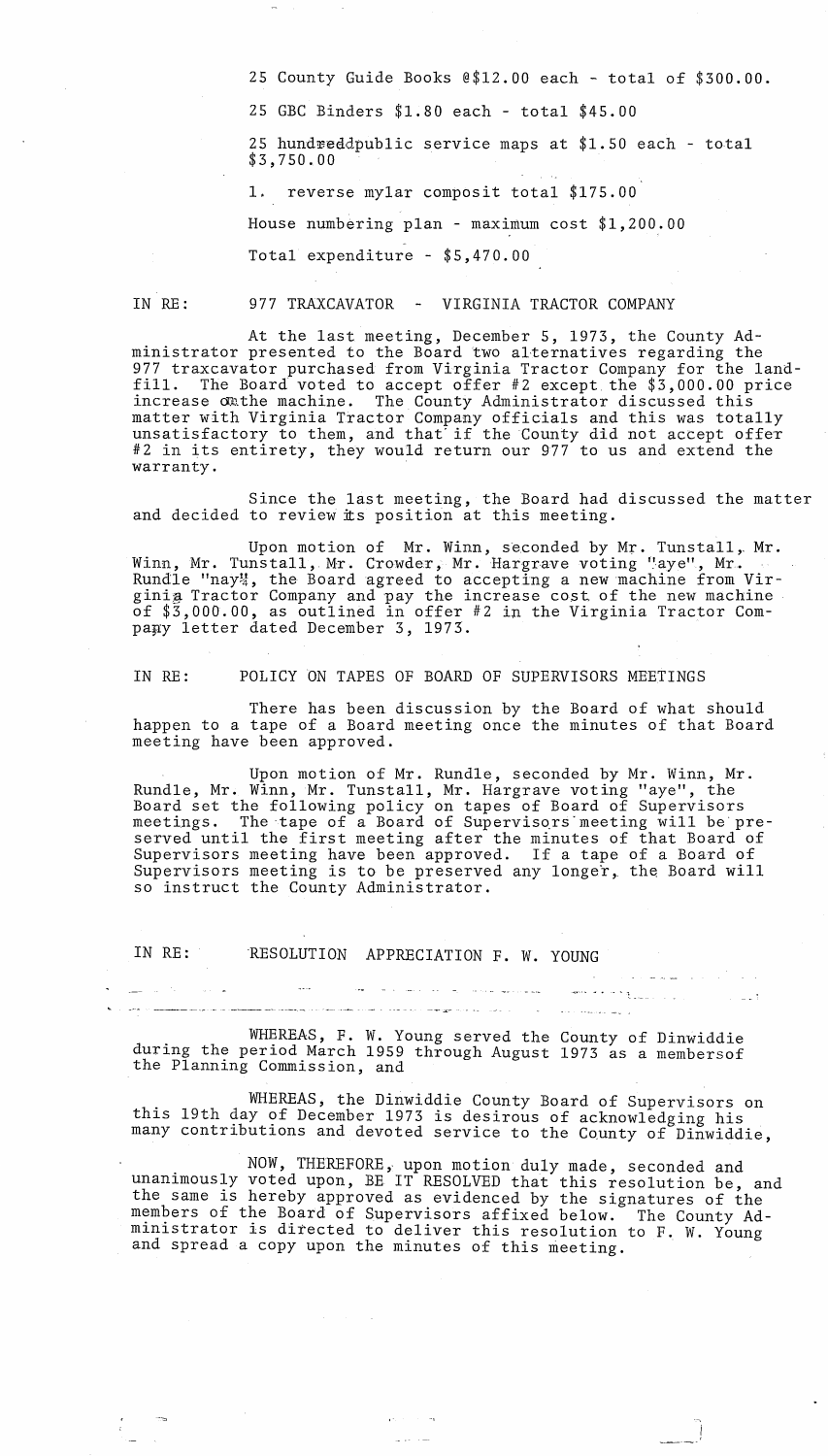25 County Guide Books @$12.00 each - total of $300.00.

25 GBC Binders $1.80 each - total $45.00

25 hundreddpublic service maps at $1.50 each - total $3,750.00

1. reverse mylar composit total $175.00

House numbering plan - maximum cost $1,200.00

Total expenditure - $5,470.00

IN RE: 977 TRAXCAVATOR - VIRGINIA TRACTOR COMPANY

At the last meeting, December 5, 1973, the County Administrator presented to the Board two alternatives regarding the 977 traxcavator purchased from Virginia Tractor Company for the landfill. The Board voted to accept offer #2 except the $3,000.00 price increase on the machine. The County Administrator discussed this matter with Virginia Tractor Company officials and this was totally unsatisfactory to them, and that if the County did not accept offer #2 in its entirety, they would return our 977 to us and extend the warranty.

Since the last meeting, the Board had discussed the matter and decided to review its position at this meeting.

Upon motion of Mr. Winn, seconded by Mr. Tunstall, Mr. Winn, Mr. Tunstall, Mr. Crowder, Mr. Hargrave voting "aye", Mr. Rundle "nay", the Board agreed to accepting a new machine from Virginia Tractor Company and pay the increase cost of the new machine of $3,000.00, as outlined in offer #2 in the Virginia Tractor Company letter dated December 3, 1973.

IN RE: POLICY ON TAPES OF BOARD OF SUPERVISORS MEETINGS

There has been discussion by the Board of what should happen to a tape of a Board meeting once the minutes of that Board meeting have been approved.

Upon motion of Mr. Rundle, seconded by Mr. Winn, Mr. Rundle, Mr. Winn, Mr. Tunstall, Mr. Hargrave voting "aye", the Board set the following policy on tapes of Board of Supervisors meetings. The tape of a Board of Supervisors meeting will be preserved until the first meeting after the minutes of that Board of Supervisors meeting have been approved. If a tape of a Board of Supervisors meeting is to be preserved any longer, the Board will so instruct the County Administrator.

IN RE: RESOLUTION APPRECIATION F. W. YOUNG

WHEREAS, F. W. Young served the County of Dinwiddie during the period March 1959 through August 1973 as a membersof the Planning Commission, and

WHEREAS, the Dinwiddie County Board of Supervisors on this 19th day of December 1973 is desirous of acknowledging his many contributions and devoted service to the County of Dinwiddie,

NOW, THEREFORE, upon motion duly made, seconded and unanimously voted upon, BE IT RESOLVED that this resolution be, and the same is hereby approved as evidenced by the signatures of the members of the Board of Supervisors affixed below. The County Administrator is directed to deliver this resolution to F. W. Young and spread a copy upon the minutes of this meeting.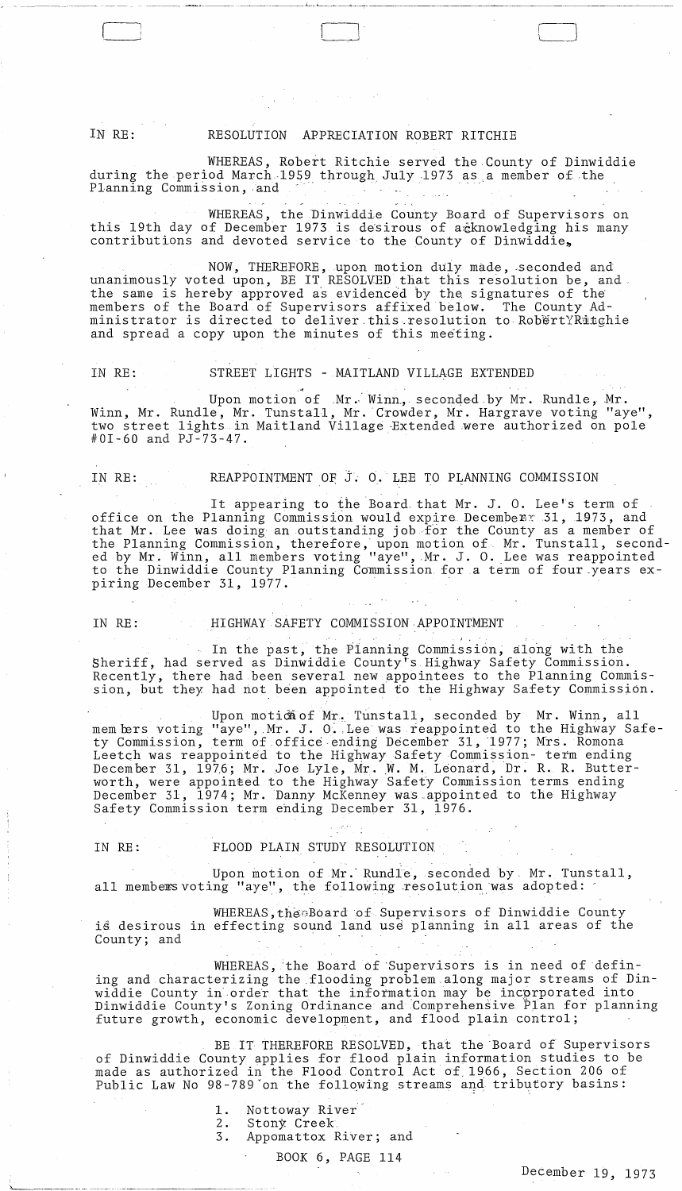IN RE: RESOLUTION APPRECIATION ROBERT RITCHIE

WHEREAS, Robert Ritchie served the County of Dinwiddie during the period March 1959 through July 1973 as a member of the Planning Commission, and

WHEREAS, the Dinwiddie County Board of Supervisors on this 19th day of December 1973 is desirous of acknowledging his many contributions and devoted service to the County of Dinwiddie,

NOW, THEREFORE, upon motion duly made, seconded and unanimously voted upon, BE IT RESOLVED that this resolution be, and the same is hereby approved as evidenced by the signatures of the members of the Board of Supervisors affixed below. The County Administrator is directed to deliver this resolution to Robert Ritchie and spread a copy upon the minutes of this meeting.

IN RE: STREET LIGHTS - MAITLAND VILLAGE EXTENDED

Upon motion of Mr. Winn, seconded by Mr. Rundle, Mr. Winn, Mr. Rundle, Mr. Tunstall, Mr. Crowder, Mr. Hargrave voting "aye", two street lights in Maitland Village Extended were authorized on pole #OI-60 and PJ-73-47.

IN RE: REAPPOINTMENT OF J. O. LEE TO PLANNING COMMISSION

It appearing to the Board that Mr. J. O. Lee's term of office on the Planning Commission would expire December 31, 1973, and that Mr. Lee was doing an outstanding job for the County as a member of the Planning Commission, therefore, upon motion of Mr. Tunstall, seconded by Mr. Winn, all members voting "aye", Mr. J. O. Lee was reappointed to the Dinwiddie County Planning Commission for a term of four years expiring December 31, 1977.

IN RE: HIGHWAY SAFETY COMMISSION APPOINTMENT

In the past, the Planning Commission, along with the Sheriff, had served as Dinwiddie County's Highway Safety Commission. Recently, there had been several new appointees to the Planning Commission, but they had not been appointed to the Highway Safety Commission.

Upon motion of Mr. Tunstall, seconded by Mr. Winn, all members voting "aye", Mr. J. O. Lee was reappointed to the Highway Safety Commission, term of office ending December 31, 1977; Mrs. Romona Leetch was reappointed to the Highway Safety Commission- term ending December 31, 1976; Mr. Joe Lyle, Mr. W. M. Leonard, Dr. R. R. Butterworth, were appointed to the Highway Safety Commission terms ending December 31, 1974; Mr. Danny McKenney was appointed to the Highway Safety Commission term ending December 31, 1976.

IN RE: FLOOD PLAIN STUDY RESOLUTION

Upon motion of Mr. Rundle, seconded by Mr. Tunstall, all members voting "aye", the following resolution was adopted:

WHEREAS, the Board of Supervisors of Dinwiddie County is desirous in effecting sound land use planning in all areas of the County; and

WHEREAS, the Board of Supervisors is in need of defining and characterizing the flooding problem along major streams of Dinwiddie County in order that the information may be incorporated into Dinwiddie County's Zoning Ordinance and Comprehensive Plan for planning future growth, economic development, and flood plain control;

BE IT THEREFORE RESOLVED, that the Board of Supervisors of Dinwiddie County applies for flood plain information studies to be made as authorized in the Flood Control Act of 1966, Section 206 of Public Law No 98-789 on the following streams and tributory basins:

1. Nottoway River
2. Stony Creek
3. Appomattox River; and

BOOK 6, PAGE 114

December 19, 1973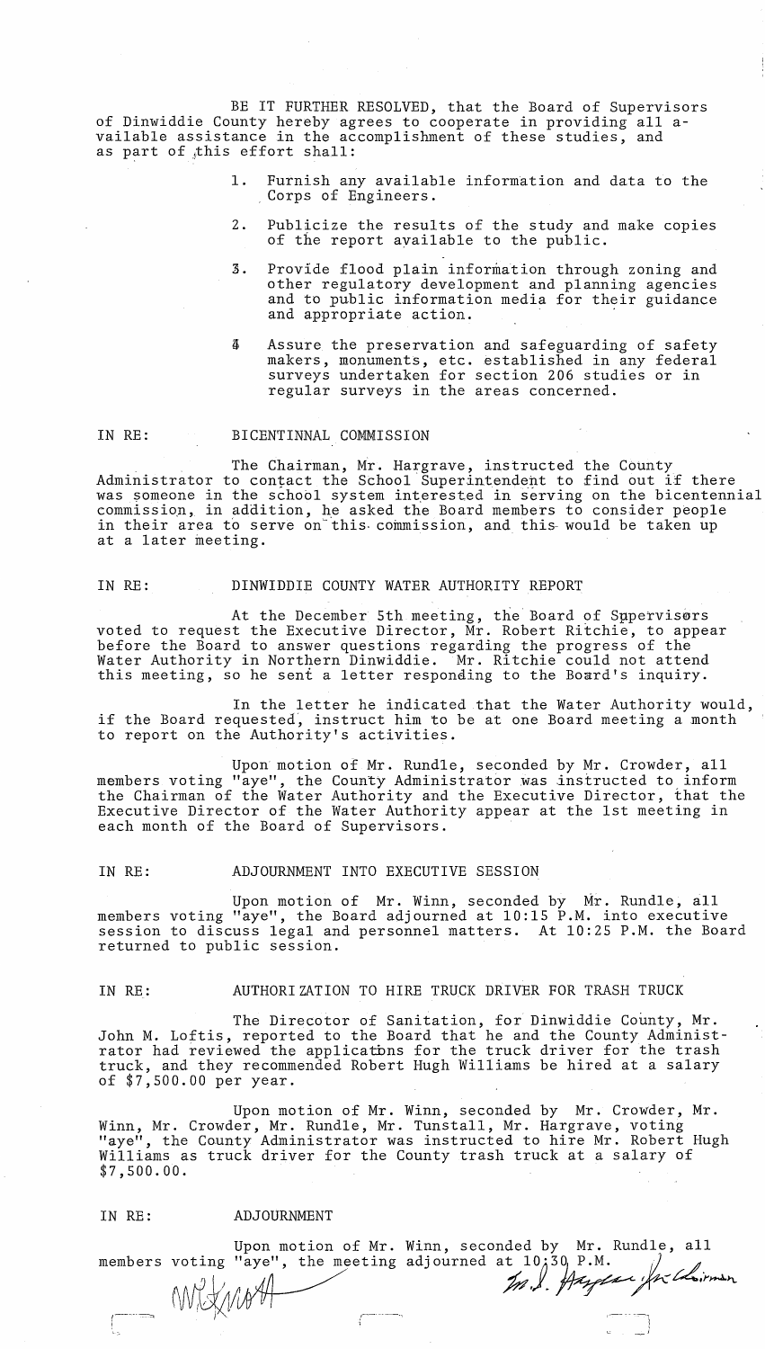BE IT FURTHER RESOLVED, that the Board of Supervisors of Dinwiddie County hereby agrees to cooperate in providing all available assistance in the accomplishment of these studies, and as part of this effort shall:

1. Furnish any available information and data to the Corps of Engineers.
2. Publicize the results of the study and make copies of the report available to the public.
3. Provide flood plain information through zoning and other regulatory development and planning agencies and to public information media for their guidance and appropriate action.
4. Assure the preservation and safeguarding of safety makers, monuments, etc. established in any federal surveys undertaken for section 206 studies or in regular surveys in the areas concerned.

IN RE: BICENTINNAL COMMISSION

The Chairman, Mr. Hargrave, instructed the County Administrator to contact the School Superintendent to find out if there was someone in the school system interested in serving on the bicentennial commission, in addition, he asked the Board members to consider people in their area to serve on this commission, and this would be taken up at a later meeting.

IN RE: DINWIDDIE COUNTY WATER AUTHORITY REPORT

At the December 5th meeting, the Board of Supervisors voted to request the Executive Director, Mr. Robert Ritchie, to appear before the Board to answer questions regarding the progress of the Water Authority in Northern Dinwiddie. Mr. Ritchie could not attend this meeting, so he sent a letter responding to the Board's inquiry.

In the letter he indicated that the Water Authority would, if the Board requested, instruct him to be at one Board meeting a month to report on the Authority's activities.

Upon motion of Mr. Rundle, seconded by Mr. Crowder, all members voting "aye", the County Administrator was instructed to inform the Chairman of the Water Authority and the Executive Director, that the Executive Director of the Water Authority appear at the 1st meeting in each month of the Board of Supervisors.

IN RE: ADJOURNMENT INTO EXECUTIVE SESSION

Upon motion of Mr. Winn, seconded by Mr. Rundle, all members voting "aye", the Board adjourned at 10:15 P.M. into executive session to discuss legal and personnel matters. At 10:25 P.M. the Board returned to public session.

IN RE: AUTHORIZATION TO HIRE TRUCK DRIVER FOR TRASH TRUCK

The Direcotor of Sanitation, for Dinwiddie County, Mr. John M. Loftis, reported to the Board that he and the County Administrator had reviewed the applicatons for the truck driver for the trash truck, and they recommended Robert Hugh Williams be hired at a salary of $7,500.00 per year.

Upon motion of Mr. Winn, seconded by Mr. Crowder, Mr. Winn, Mr. Crowder, Mr. Rundle, Mr. Tunstall, Mr. Hargrave, voting "aye", the County Administrator was instructed to hire Mr. Robert Hugh Williams as truck driver for the County trash truck at a salary of $7,500.00.

IN RE: ADJOURNMENT

Upon motion of Mr. Winn, seconded by Mr. Rundle, all members voting "aye", the meeting adjourned at 10:30 P.M.

Wm. J. Hargrave Jr. Chairman